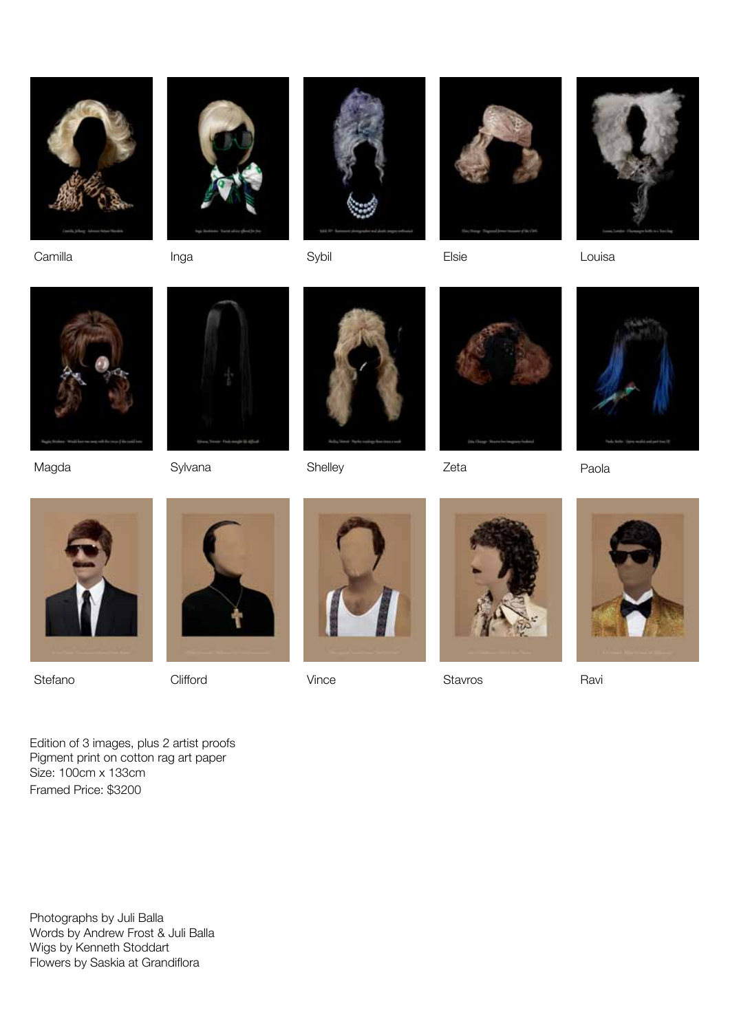Camilla

Inga

Sybil

Elsie

Louisa

Magda

Sylvana

Shelley

Zeta

Paola

Stefano

Clifford

Vince

Stavros

Ravi

Edition of 3 images, plus 2 artist proofs
Pigment print on cotton rag art paper
Size: 100cm x 133cm
Framed Price: $3200

Photographs by Juli Balla
Words by Andrew Frost & Juli Balla
Wigs by Kenneth Stoddart
Flowers by Saskia at Grandiflora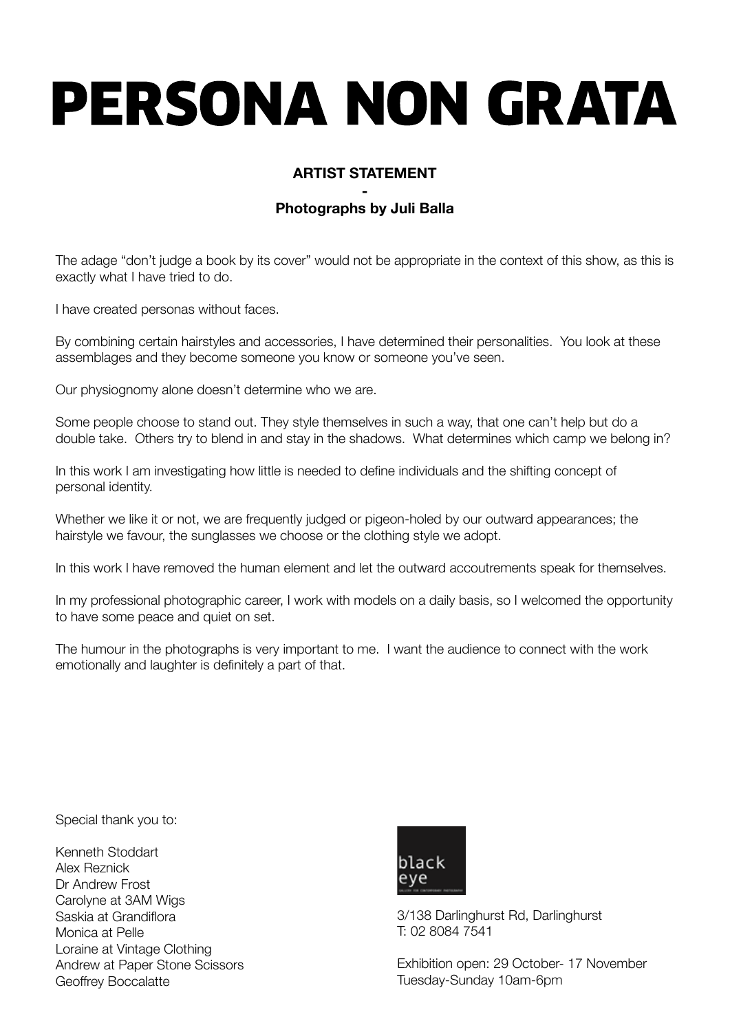# PERSONA NON GRATA

**ARTIST STATEMENT**

**-**

**Photographs by Juli Balla**

The adage "don't judge a book by its cover" would not be appropriate in the context of this show, as this is exactly what I have tried to do.

I have created personas without faces.

By combining certain hairstyles and accessories, I have determined their personalities. You look at these assemblages and they become someone you know or someone you've seen.

Our physiognomy alone doesn't determine who we are.

Some people choose to stand out. They style themselves in such a way, that one can't help but do a double take. Others try to blend in and stay in the shadows. What determines which camp we belong in?

In this work I am investigating how little is needed to define individuals and the shifting concept of personal identity.

Whether we like it or not, we are frequently judged or pigeon-holed by our outward appearances; the hairstyle we favour, the sunglasses we choose or the clothing style we adopt.

In this work I have removed the human element and let the outward accoutrements speak for themselves.

In my professional photographic career, I work with models on a daily basis, so I welcomed the opportunity to have some peace and quiet on set.

The humour in the photographs is very important to me. I want the audience to connect with the work emotionally and laughter is definitely a part of that.

Special thank you to:

Kenneth Stoddart
Alex Reznick
Dr Andrew Frost
Carolyne at 3AM Wigs
Saskia at Grandiflora
Monica at Pelle
Loraine at Vintage Clothing
Andrew at Paper Stone Scissors
Geoffrey Boccalatte

black eye

3/138 Darlinghurst Rd, Darlinghurst
T: 02 8084 7541

Exhibition open: 29 October- 17 November
Tuesday-Sunday 10am-6pm